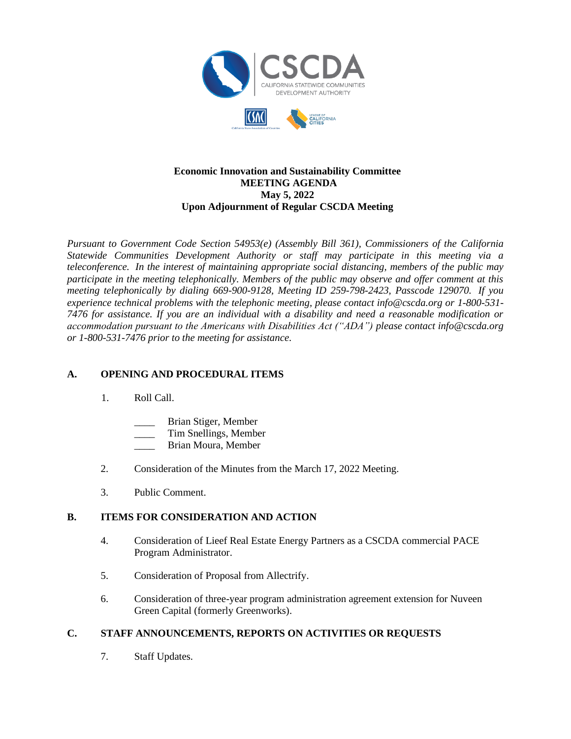CSCDA
CALIFORNIA STATEWIDE COMMUNITIES DEVELOPMENT AUTHORITY

**Economic Innovation and Sustainability Committee**
**MEETING AGENDA**
**May 5, 2022**
**Upon Adjournment of Regular CSCDA Meeting**

*Pursuant to Government Code Section 54953(e) (Assembly Bill 361), Commissioners of the California Statewide Communities Development Authority or staff may participate in this meeting via a teleconference. In the interest of maintaining appropriate social distancing, members of the public may participate in the meeting telephonically. Members of the public may observe and offer comment at this meeting telephonically by dialing 669-900-9128, Meeting ID 259-798-2423, Passcode 129070. If you experience technical problems with the telephonic meeting, please contact info@cscda.org or 1-800-531-7476 for assistance. If you are an individual with a disability and need a reasonable modification or accommodation pursuant to the Americans with Disabilities Act ("ADA") please contact info@cscda.org or 1-800-531-7476 prior to the meeting for assistance.*

## A. OPENING AND PROCEDURAL ITEMS

1. Roll Call.

   ____ Brian Stiger, Member
   ____ Tim Snellings, Member
   ____ Brian Moura, Member

2. Consideration of the Minutes from the March 17, 2022 Meeting.

3. Public Comment.

## B. ITEMS FOR CONSIDERATION AND ACTION

4. Consideration of Lieef Real Estate Energy Partners as a CSCDA commercial PACE Program Administrator.

5. Consideration of Proposal from Allectrify.

6. Consideration of three-year program administration agreement extension for Nuveen Green Capital (formerly Greenworks).

## C. STAFF ANNOUNCEMENTS, REPORTS ON ACTIVITIES OR REQUESTS

7. Staff Updates.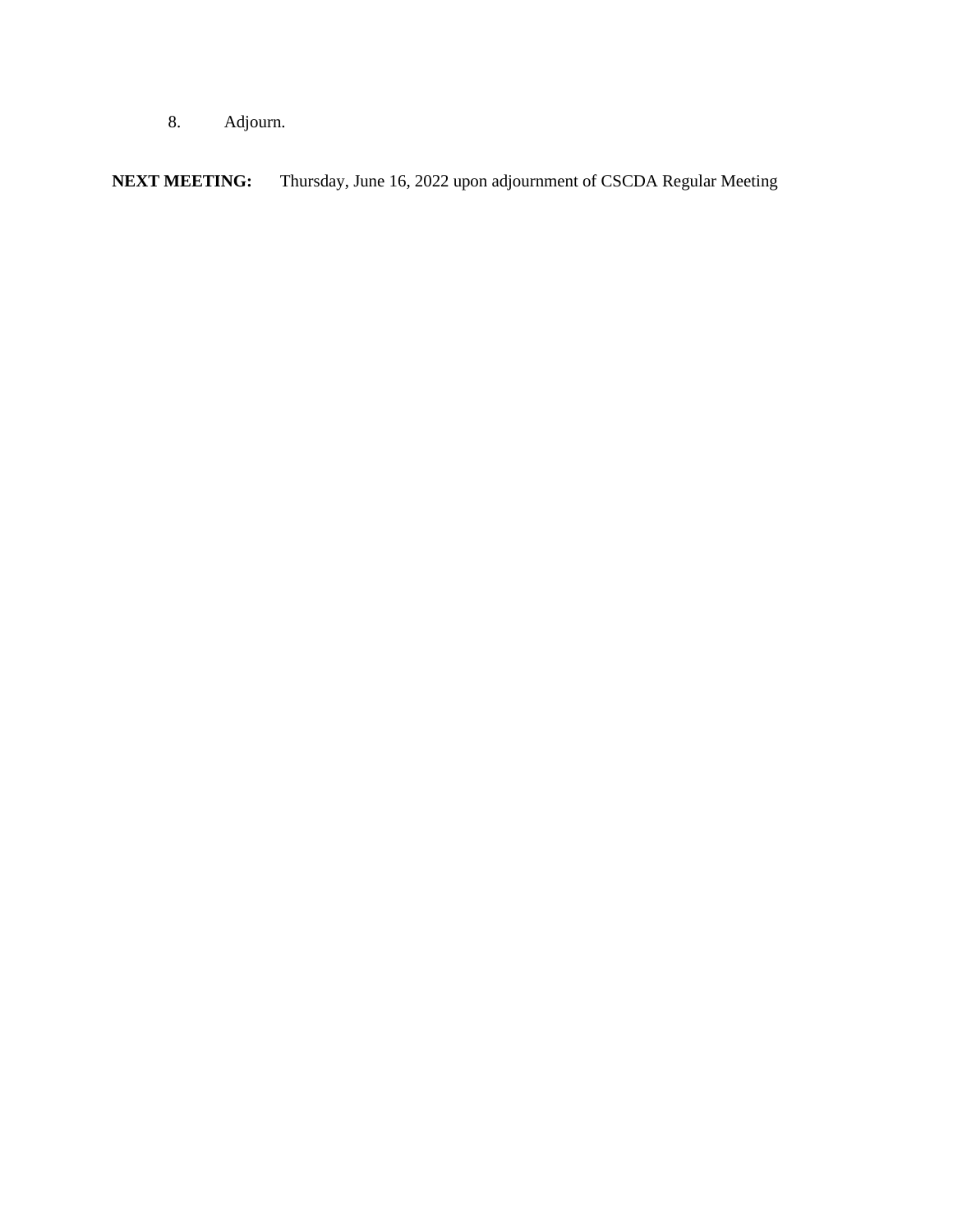8. Adjourn.

**NEXT MEETING:** Thursday, June 16, 2022 upon adjournment of CSCDA Regular Meeting